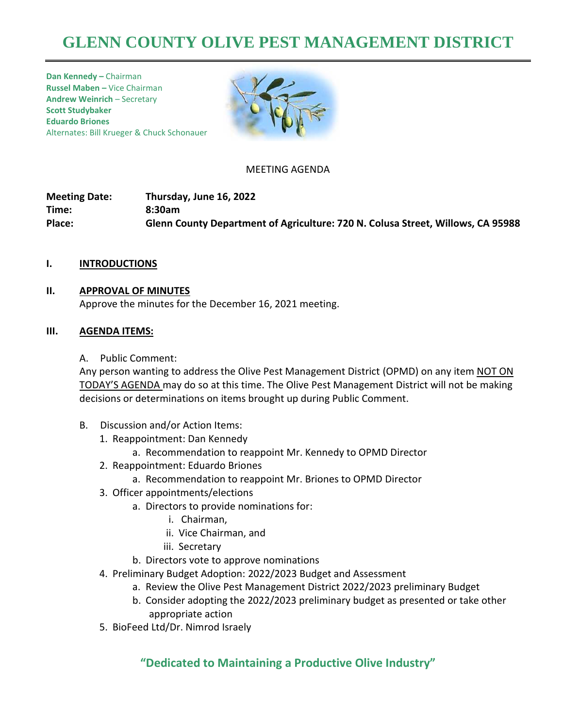# GLENN COUNTY OLIVE PEST MANAGEMENT DISTRICT

**Dan Kennedy –** Chairman
**Russel Maben –** Vice Chairman
**Andrew Weinrich** – Secretary
**Scott Studybaker**
**Eduardo Briones**
Alternates: Bill Krueger & Chuck Schonauer

MEETING AGENDA

**Meeting Date:** **Thursday, June 16, 2022**
**Time:** **8:30am**
**Place:** **Glenn County Department of Agriculture: 720 N. Colusa Street, Willows, CA 95988**

## I. INTRODUCTIONS

## II. APPROVAL OF MINUTES

Approve the minutes for the December 16, 2021 meeting.

## III. AGENDA ITEMS:

A. Public Comment:

Any person wanting to address the Olive Pest Management District (OPMD) on any item NOT ON TODAY'S AGENDA may do so at this time. The Olive Pest Management District will not be making decisions or determinations on items brought up during Public Comment.

B. Discussion and/or Action Items:

1. Reappointment: Dan Kennedy
   a. Recommendation to reappoint Mr. Kennedy to OPMD Director
2. Reappointment: Eduardo Briones
   a. Recommendation to reappoint Mr. Briones to OPMD Director
3. Officer appointments/elections
   a. Directors to provide nominations for:
      i. Chairman,
      ii. Vice Chairman, and
      iii. Secretary
   b. Directors vote to approve nominations
4. Preliminary Budget Adoption: 2022/2023 Budget and Assessment
   a. Review the Olive Pest Management District 2022/2023 preliminary Budget
   b. Consider adopting the 2022/2023 preliminary budget as presented or take other appropriate action
5. BioFeed Ltd/Dr. Nimrod Israely

**"Dedicated to Maintaining a Productive Olive Industry"**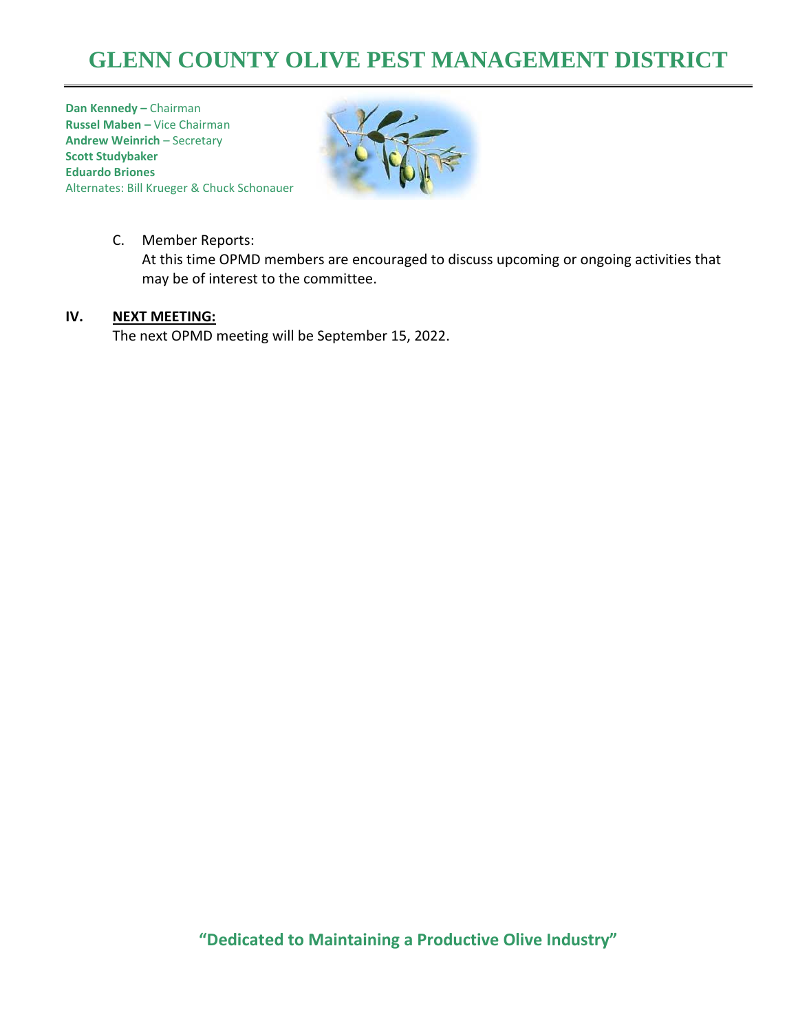# GLENN COUNTY OLIVE PEST MANAGEMENT DISTRICT

**Dan Kennedy –** Chairman
**Russel Maben –** Vice Chairman
**Andrew Weinrich** – Secretary
**Scott Studybaker**
**Eduardo Briones**
Alternates: Bill Krueger & Chuck Schonauer

C. Member Reports:
At this time OPMD members are encouraged to discuss upcoming or ongoing activities that may be of interest to the committee.

**IV. NEXT MEETING:**

The next OPMD meeting will be September 15, 2022.

**"Dedicated to Maintaining a Productive Olive Industry"**